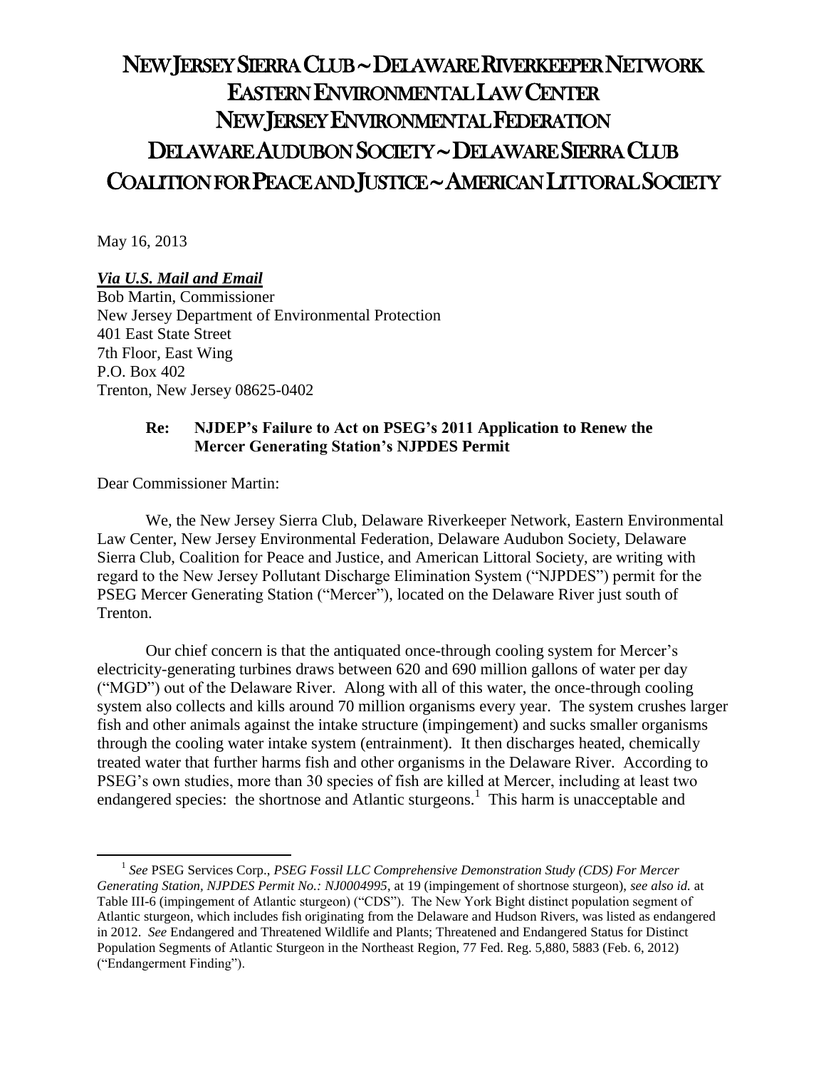# NEW JERSEY SIERRA CLUB ~ DELAWARE RIVERKEEPER NETWORK
# EASTERN ENVIRONMENTAL LAW CENTER
# NEW JERSEY ENVIRONMENTAL FEDERATION
# DELAWARE AUDUBON SOCIETY ~ DELAWARE SIERRA CLUB
# COALITION FOR PEACE AND JUSTICE ~ AMERICAN LITTORAL SOCIETY

May 16, 2013

***Via U.S. Mail and Email***
Bob Martin, Commissioner
New Jersey Department of Environmental Protection
401 East State Street
7th Floor, East Wing
P.O. Box 402
Trenton, New Jersey 08625-0402

**Re: NJDEP's Failure to Act on PSEG's 2011 Application to Renew the Mercer Generating Station's NJPDES Permit**

Dear Commissioner Martin:

We, the New Jersey Sierra Club, Delaware Riverkeeper Network, Eastern Environmental Law Center, New Jersey Environmental Federation, Delaware Audubon Society, Delaware Sierra Club, Coalition for Peace and Justice, and American Littoral Society, are writing with regard to the New Jersey Pollutant Discharge Elimination System ("NJPDES") permit for the PSEG Mercer Generating Station ("Mercer"), located on the Delaware River just south of Trenton.

Our chief concern is that the antiquated once-through cooling system for Mercer's electricity-generating turbines draws between 620 and 690 million gallons of water per day ("MGD") out of the Delaware River. Along with all of this water, the once-through cooling system also collects and kills around 70 million organisms every year. The system crushes larger fish and other animals against the intake structure (impingement) and sucks smaller organisms through the cooling water intake system (entrainment). It then discharges heated, chemically treated water that further harms fish and other organisms in the Delaware River. According to PSEG's own studies, more than 30 species of fish are killed at Mercer, including at least two endangered species: the shortnose and Atlantic sturgeons.[1] This harm is unacceptable and

---

[1] *See* PSEG Services Corp., *PSEG Fossil LLC Comprehensive Demonstration Study (CDS) For Mercer Generating Station, NJPDES Permit No.: NJ0004995*, at 19 (impingement of shortnose sturgeon), *see also id.* at Table III-6 (impingement of Atlantic sturgeon) ("CDS"). The New York Bight distinct population segment of Atlantic sturgeon, which includes fish originating from the Delaware and Hudson Rivers, was listed as endangered in 2012. *See* Endangered and Threatened Wildlife and Plants; Threatened and Endangered Status for Distinct Population Segments of Atlantic Sturgeon in the Northeast Region, 77 Fed. Reg. 5,880, 5883 (Feb. 6, 2012) ("Endangerment Finding").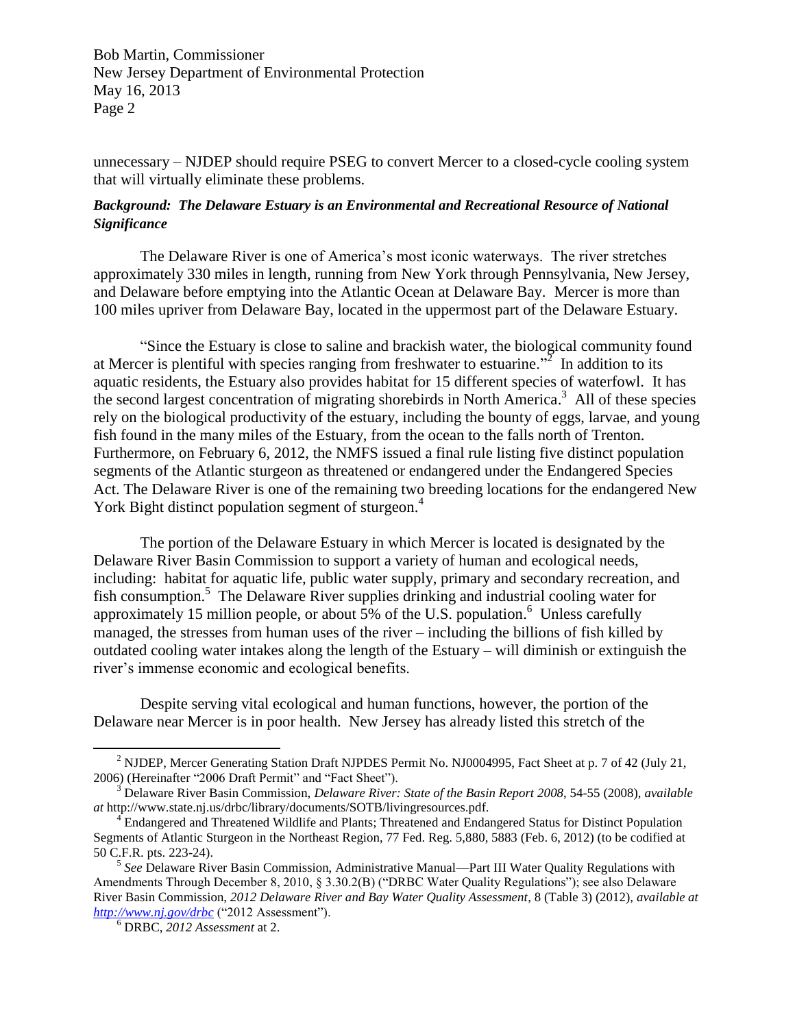unnecessary – NJDEP should require PSEG to convert Mercer to a closed-cycle cooling system that will virtually eliminate these problems.

***Background: The Delaware Estuary is an Environmental and Recreational Resource of National Significance***

The Delaware River is one of America's most iconic waterways. The river stretches approximately 330 miles in length, running from New York through Pennsylvania, New Jersey, and Delaware before emptying into the Atlantic Ocean at Delaware Bay. Mercer is more than 100 miles upriver from Delaware Bay, located in the uppermost part of the Delaware Estuary.

"Since the Estuary is close to saline and brackish water, the biological community found at Mercer is plentiful with species ranging from freshwater to estuarine."[2] In addition to its aquatic residents, the Estuary also provides habitat for 15 different species of waterfowl. It has the second largest concentration of migrating shorebirds in North America.[3] All of these species rely on the biological productivity of the estuary, including the bounty of eggs, larvae, and young fish found in the many miles of the Estuary, from the ocean to the falls north of Trenton. Furthermore, on February 6, 2012, the NMFS issued a final rule listing five distinct population segments of the Atlantic sturgeon as threatened or endangered under the Endangered Species Act. The Delaware River is one of the remaining two breeding locations for the endangered New York Bight distinct population segment of sturgeon.[4]

The portion of the Delaware Estuary in which Mercer is located is designated by the Delaware River Basin Commission to support a variety of human and ecological needs, including: habitat for aquatic life, public water supply, primary and secondary recreation, and fish consumption.[5] The Delaware River supplies drinking and industrial cooling water for approximately 15 million people, or about 5% of the U.S. population.[6] Unless carefully managed, the stresses from human uses of the river – including the billions of fish killed by outdated cooling water intakes along the length of the Estuary – will diminish or extinguish the river's immense economic and ecological benefits.

Despite serving vital ecological and human functions, however, the portion of the Delaware near Mercer is in poor health. New Jersey has already listed this stretch of the

---

[2] NJDEP, Mercer Generating Station Draft NJPDES Permit No. NJ0004995, Fact Sheet at p. 7 of 42 (July 21, 2006) (Hereinafter "2006 Draft Permit" and "Fact Sheet").

[3] Delaware River Basin Commission, *Delaware River: State of the Basin Report 2008*, 54-55 (2008), *available at* http://www.state.nj.us/drbc/library/documents/SOTB/livingresources.pdf.

[4] Endangered and Threatened Wildlife and Plants; Threatened and Endangered Status for Distinct Population Segments of Atlantic Sturgeon in the Northeast Region, 77 Fed. Reg. 5,880, 5883 (Feb. 6, 2012) (to be codified at 50 C.F.R. pts. 223-24).

[5] *See* Delaware River Basin Commission, Administrative Manual—Part III Water Quality Regulations with Amendments Through December 8, 2010, § 3.30.2(B) ("DRBC Water Quality Regulations"); see also Delaware River Basin Commission, *2012 Delaware River and Bay Water Quality Assessment*, 8 (Table 3) (2012), *available at* *http://www.nj.gov/drbc* ("2012 Assessment").

[6] DRBC, *2012 Assessment* at 2.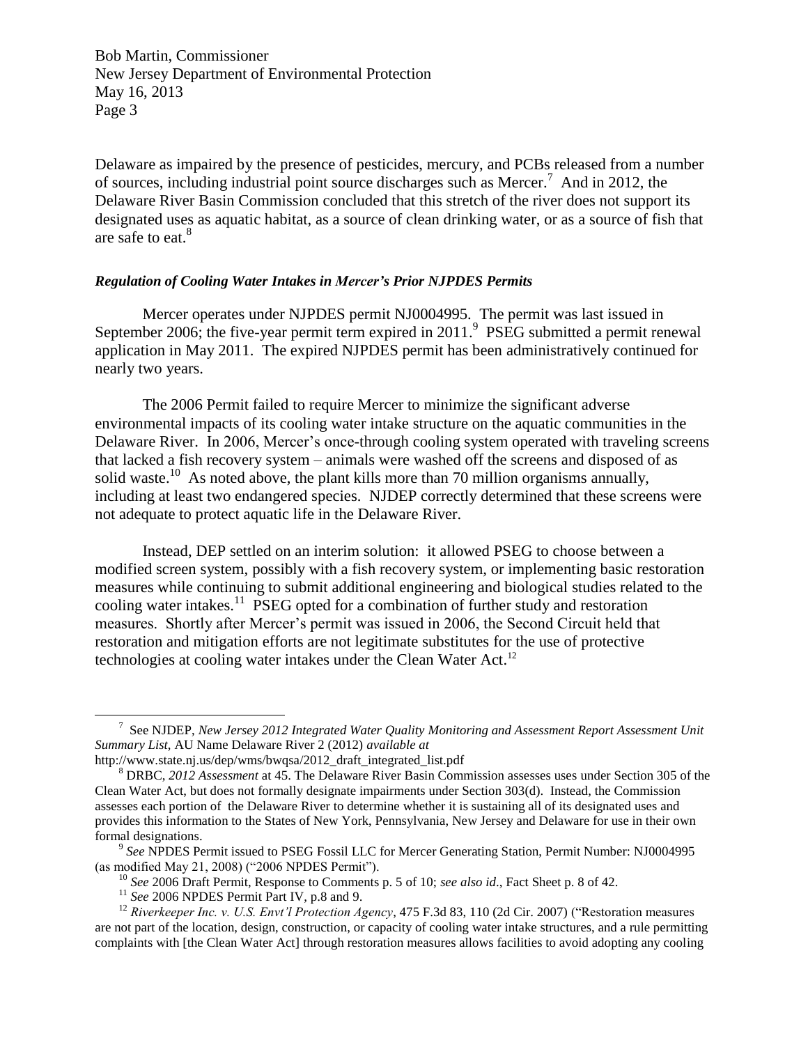Delaware as impaired by the presence of pesticides, mercury, and PCBs released from a number of sources, including industrial point source discharges such as Mercer.[7] And in 2012, the Delaware River Basin Commission concluded that this stretch of the river does not support its designated uses as aquatic habitat, as a source of clean drinking water, or as a source of fish that are safe to eat.[8]

***Regulation of Cooling Water Intakes in Mercer's Prior NJPDES Permits***

Mercer operates under NJPDES permit NJ0004995. The permit was last issued in September 2006; the five-year permit term expired in 2011.[9] PSEG submitted a permit renewal application in May 2011. The expired NJPDES permit has been administratively continued for nearly two years.

The 2006 Permit failed to require Mercer to minimize the significant adverse environmental impacts of its cooling water intake structure on the aquatic communities in the Delaware River. In 2006, Mercer's once-through cooling system operated with traveling screens that lacked a fish recovery system – animals were washed off the screens and disposed of as solid waste.[10] As noted above, the plant kills more than 70 million organisms annually, including at least two endangered species. NJDEP correctly determined that these screens were not adequate to protect aquatic life in the Delaware River.

Instead, DEP settled on an interim solution: it allowed PSEG to choose between a modified screen system, possibly with a fish recovery system, or implementing basic restoration measures while continuing to submit additional engineering and biological studies related to the cooling water intakes.[11] PSEG opted for a combination of further study and restoration measures. Shortly after Mercer's permit was issued in 2006, the Second Circuit held that restoration and mitigation efforts are not legitimate substitutes for the use of protective technologies at cooling water intakes under the Clean Water Act.[12]

---

[7] See NJDEP, *New Jersey 2012 Integrated Water Quality Monitoring and Assessment Report Assessment Unit Summary List*, AU Name Delaware River 2 (2012) *available at* http://www.state.nj.us/dep/wms/bwqsa/2012_draft_integrated_list.pdf

[8] DRBC, *2012 Assessment* at 45. The Delaware River Basin Commission assesses uses under Section 305 of the Clean Water Act, but does not formally designate impairments under Section 303(d). Instead, the Commission assesses each portion of the Delaware River to determine whether it is sustaining all of its designated uses and provides this information to the States of New York, Pennsylvania, New Jersey and Delaware for use in their own formal designations.

[9] *See* NPDES Permit issued to PSEG Fossil LLC for Mercer Generating Station, Permit Number: NJ0004995 (as modified May 21, 2008) ("2006 NPDES Permit").

[10] *See* 2006 Draft Permit, Response to Comments p. 5 of 10; *see also id*., Fact Sheet p. 8 of 42.

[11] *See* 2006 NPDES Permit Part IV, p.8 and 9.

[12] *Riverkeeper Inc. v. U.S. Envt'l Protection Agency*, 475 F.3d 83, 110 (2d Cir. 2007) ("Restoration measures are not part of the location, design, construction, or capacity of cooling water intake structures, and a rule permitting complaints with [the Clean Water Act] through restoration measures allows facilities to avoid adopting any cooling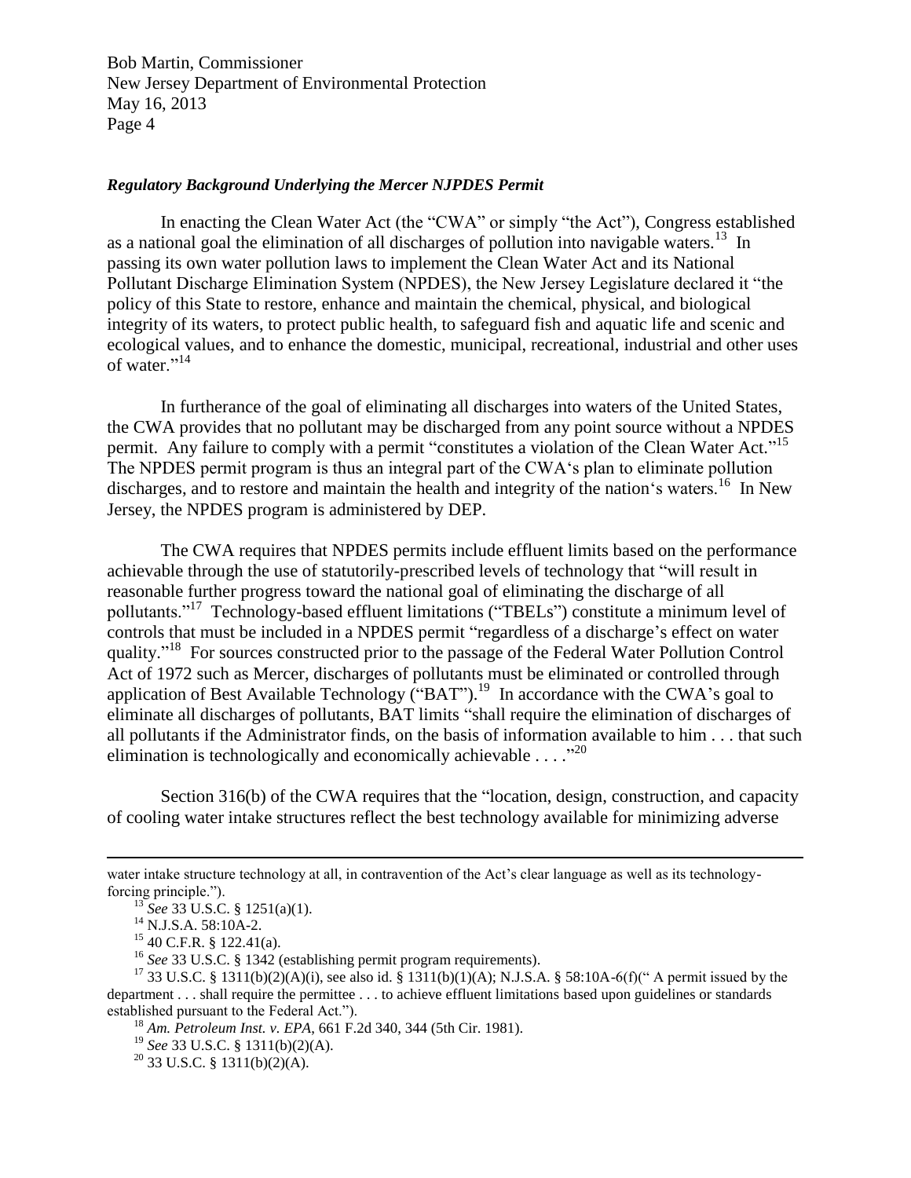### *Regulatory Background Underlying the Mercer NJPDES Permit*

In enacting the Clean Water Act (the "CWA" or simply "the Act"), Congress established as a national goal the elimination of all discharges of pollution into navigable waters.[13] In passing its own water pollution laws to implement the Clean Water Act and its National Pollutant Discharge Elimination System (NPDES), the New Jersey Legislature declared it "the policy of this State to restore, enhance and maintain the chemical, physical, and biological integrity of its waters, to protect public health, to safeguard fish and aquatic life and scenic and ecological values, and to enhance the domestic, municipal, recreational, industrial and other uses of water."[14]

In furtherance of the goal of eliminating all discharges into waters of the United States, the CWA provides that no pollutant may be discharged from any point source without a NPDES permit. Any failure to comply with a permit "constitutes a violation of the Clean Water Act."[15] The NPDES permit program is thus an integral part of the CWA's plan to eliminate pollution discharges, and to restore and maintain the health and integrity of the nation's waters.[16] In New Jersey, the NPDES program is administered by DEP.

The CWA requires that NPDES permits include effluent limits based on the performance achievable through the use of statutorily-prescribed levels of technology that "will result in reasonable further progress toward the national goal of eliminating the discharge of all pollutants."[17] Technology-based effluent limitations ("TBELs") constitute a minimum level of controls that must be included in a NPDES permit "regardless of a discharge's effect on water quality."[18] For sources constructed prior to the passage of the Federal Water Pollution Control Act of 1972 such as Mercer, discharges of pollutants must be eliminated or controlled through application of Best Available Technology ("BAT").[19] In accordance with the CWA's goal to eliminate all discharges of pollutants, BAT limits "shall require the elimination of discharges of all pollutants if the Administrator finds, on the basis of information available to him . . . that such elimination is technologically and economically achievable . . . ."[20]

Section 316(b) of the CWA requires that the "location, design, construction, and capacity of cooling water intake structures reflect the best technology available for minimizing adverse

---

water intake structure technology at all, in contravention of the Act's clear language as well as its technology-forcing principle.").

[13] *See* 33 U.S.C. § 1251(a)(1).

[14] N.J.S.A. 58:10A-2.

[15] 40 C.F.R. § 122.41(a).

[16] *See* 33 U.S.C. § 1342 (establishing permit program requirements).

[17] 33 U.S.C. § 1311(b)(2)(A)(i), see also id. § 1311(b)(1)(A); N.J.S.A. § 58:10A-6(f)(" A permit issued by the department . . . shall require the permittee . . . to achieve effluent limitations based upon guidelines or standards established pursuant to the Federal Act.").

[18] *Am. Petroleum Inst. v. EPA*, 661 F.2d 340, 344 (5th Cir. 1981).

[19] *See* 33 U.S.C. § 1311(b)(2)(A).

[20] 33 U.S.C. § 1311(b)(2)(A).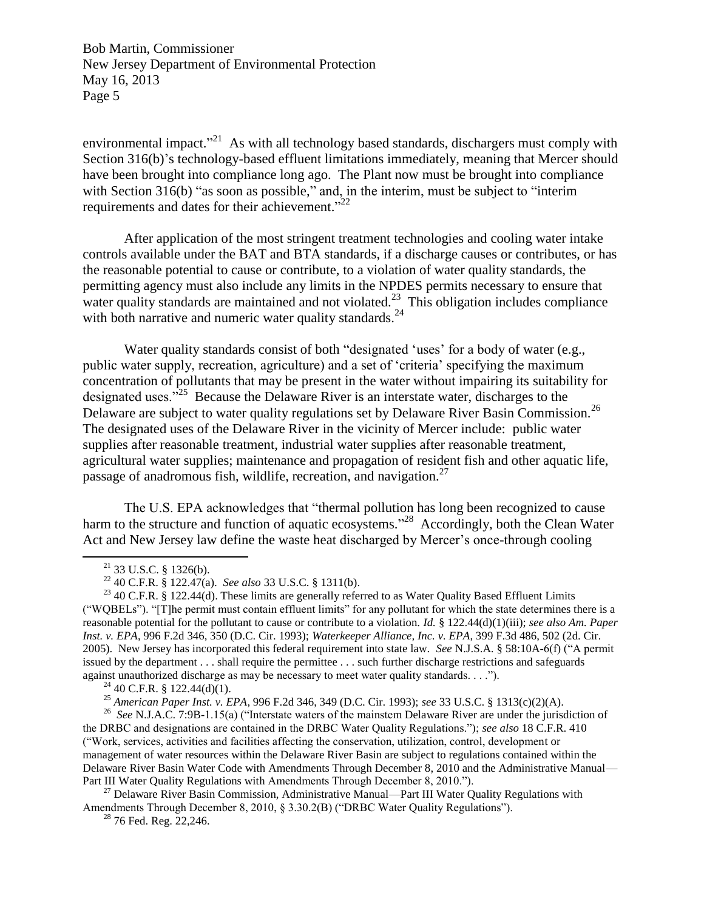environmental impact."[21] As with all technology based standards, dischargers must comply with Section 316(b)'s technology-based effluent limitations immediately, meaning that Mercer should have been brought into compliance long ago. The Plant now must be brought into compliance with Section 316(b) "as soon as possible," and, in the interim, must be subject to "interim requirements and dates for their achievement."[22]

After application of the most stringent treatment technologies and cooling water intake controls available under the BAT and BTA standards, if a discharge causes or contributes, or has the reasonable potential to cause or contribute, to a violation of water quality standards, the permitting agency must also include any limits in the NPDES permits necessary to ensure that water quality standards are maintained and not violated.[23] This obligation includes compliance with both narrative and numeric water quality standards.[24]

Water quality standards consist of both "designated 'uses' for a body of water (e.g., public water supply, recreation, agriculture) and a set of 'criteria' specifying the maximum concentration of pollutants that may be present in the water without impairing its suitability for designated uses."[25] Because the Delaware River is an interstate water, discharges to the Delaware are subject to water quality regulations set by Delaware River Basin Commission.[26] The designated uses of the Delaware River in the vicinity of Mercer include: public water supplies after reasonable treatment, industrial water supplies after reasonable treatment, agricultural water supplies; maintenance and propagation of resident fish and other aquatic life, passage of anadromous fish, wildlife, recreation, and navigation.[27]

The U.S. EPA acknowledges that "thermal pollution has long been recognized to cause harm to the structure and function of aquatic ecosystems."[28] Accordingly, both the Clean Water Act and New Jersey law define the waste heat discharged by Mercer's once-through cooling

---

[21] 33 U.S.C. § 1326(b).

[22] 40 C.F.R. § 122.47(a). *See also* 33 U.S.C. § 1311(b).

[23] 40 C.F.R. § 122.44(d). These limits are generally referred to as Water Quality Based Effluent Limits ("WQBELs"). "[T]he permit must contain effluent limits" for any pollutant for which the state determines there is a reasonable potential for the pollutant to cause or contribute to a violation. *Id.* § 122.44(d)(1)(iii); *see also Am. Paper Inst. v. EPA*, 996 F.2d 346, 350 (D.C. Cir. 1993); *Waterkeeper Alliance, Inc. v. EPA*, 399 F.3d 486, 502 (2d. Cir. 2005). New Jersey has incorporated this federal requirement into state law. *See* N.J.S.A. § 58:10A-6(f) ("A permit issued by the department . . . shall require the permittee . . . such further discharge restrictions and safeguards against unauthorized discharge as may be necessary to meet water quality standards. . . .").

[24] 40 C.F.R. § 122.44(d)(1).

[25] *American Paper Inst. v. EPA*, 996 F.2d 346, 349 (D.C. Cir. 1993); *see* 33 U.S.C. § 1313(c)(2)(A).

[26] *See* N.J.A.C. 7:9B-1.15(a) ("Interstate waters of the mainstem Delaware River are under the jurisdiction of the DRBC and designations are contained in the DRBC Water Quality Regulations."); *see also* 18 C.F.R. 410 ("Work, services, activities and facilities affecting the conservation, utilization, control, development or management of water resources within the Delaware River Basin are subject to regulations contained within the Delaware River Basin Water Code with Amendments Through December 8, 2010 and the Administrative Manual—Part III Water Quality Regulations with Amendments Through December 8, 2010.").

[27] Delaware River Basin Commission, Administrative Manual—Part III Water Quality Regulations with Amendments Through December 8, 2010, § 3.30.2(B) ("DRBC Water Quality Regulations").

[28] 76 Fed. Reg. 22,246.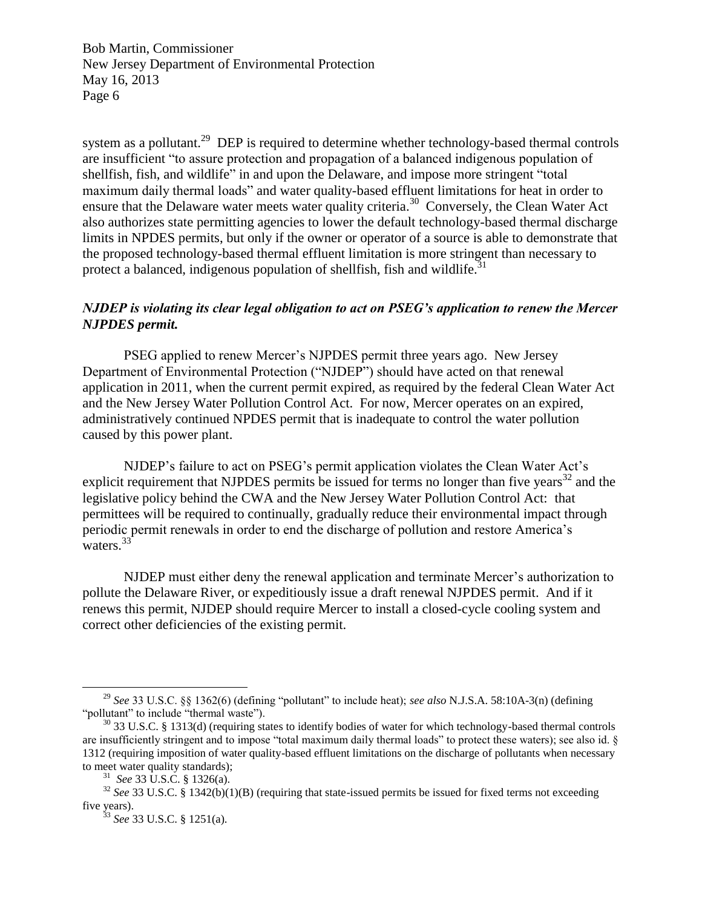system as a pollutant.[29] DEP is required to determine whether technology-based thermal controls are insufficient "to assure protection and propagation of a balanced indigenous population of shellfish, fish, and wildlife" in and upon the Delaware, and impose more stringent "total maximum daily thermal loads" and water quality-based effluent limitations for heat in order to ensure that the Delaware water meets water quality criteria.[30] Conversely, the Clean Water Act also authorizes state permitting agencies to lower the default technology-based thermal discharge limits in NPDES permits, but only if the owner or operator of a source is able to demonstrate that the proposed technology-based thermal effluent limitation is more stringent than necessary to protect a balanced, indigenous population of shellfish, fish and wildlife.[31]

***NJDEP is violating its clear legal obligation to act on PSEG's application to renew the Mercer NJPDES permit.***

PSEG applied to renew Mercer's NJPDES permit three years ago. New Jersey Department of Environmental Protection ("NJDEP") should have acted on that renewal application in 2011, when the current permit expired, as required by the federal Clean Water Act and the New Jersey Water Pollution Control Act. For now, Mercer operates on an expired, administratively continued NPDES permit that is inadequate to control the water pollution caused by this power plant.

NJDEP's failure to act on PSEG's permit application violates the Clean Water Act's explicit requirement that NJPDES permits be issued for terms no longer than five years[32] and the legislative policy behind the CWA and the New Jersey Water Pollution Control Act: that permittees will be required to continually, gradually reduce their environmental impact through periodic permit renewals in order to end the discharge of pollution and restore America's waters.[33]

NJDEP must either deny the renewal application and terminate Mercer's authorization to pollute the Delaware River, or expeditiously issue a draft renewal NJPDES permit. And if it renews this permit, NJDEP should require Mercer to install a closed-cycle cooling system and correct other deficiencies of the existing permit.

---

[29] *See* 33 U.S.C. §§ 1362(6) (defining "pollutant" to include heat); *see also* N.J.S.A. 58:10A-3(n) (defining "pollutant" to include "thermal waste").

[30] 33 U.S.C. § 1313(d) (requiring states to identify bodies of water for which technology-based thermal controls are insufficiently stringent and to impose "total maximum daily thermal loads" to protect these waters); see also id. § 1312 (requiring imposition of water quality-based effluent limitations on the discharge of pollutants when necessary to meet water quality standards);

[31] *See* 33 U.S.C. § 1326(a).

[32] *See* 33 U.S.C. § 1342(b)(1)(B) (requiring that state-issued permits be issued for fixed terms not exceeding five years).

[33] *See* 33 U.S.C. § 1251(a).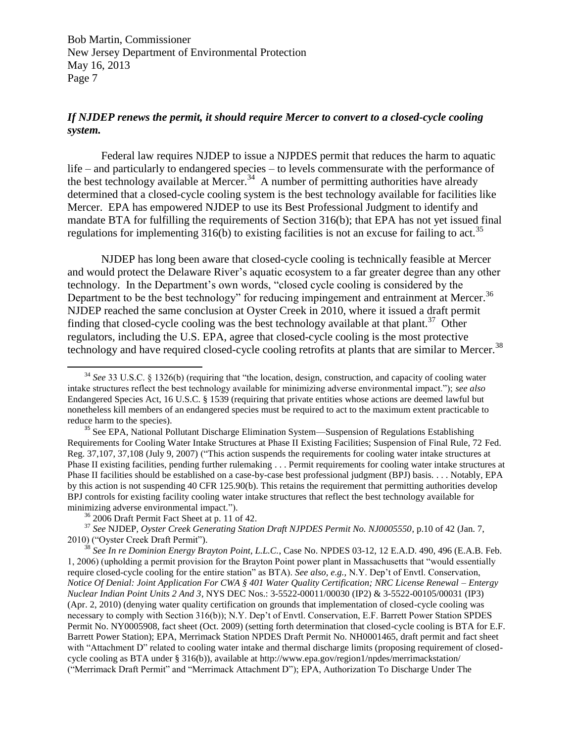***If NJDEP renews the permit, it should require Mercer to convert to a closed-cycle cooling system.***

Federal law requires NJDEP to issue a NJPDES permit that reduces the harm to aquatic life – and particularly to endangered species – to levels commensurate with the performance of the best technology available at Mercer.[34] A number of permitting authorities have already determined that a closed-cycle cooling system is the best technology available for facilities like Mercer. EPA has empowered NJDEP to use its Best Professional Judgment to identify and mandate BTA for fulfilling the requirements of Section 316(b); that EPA has not yet issued final regulations for implementing 316(b) to existing facilities is not an excuse for failing to act.[35]

NJDEP has long been aware that closed-cycle cooling is technically feasible at Mercer and would protect the Delaware River's aquatic ecosystem to a far greater degree than any other technology. In the Department's own words, "closed cycle cooling is considered by the Department to be the best technology" for reducing impingement and entrainment at Mercer.[36] NJDEP reached the same conclusion at Oyster Creek in 2010, where it issued a draft permit finding that closed-cycle cooling was the best technology available at that plant.[37] Other regulators, including the U.S. EPA, agree that closed-cycle cooling is the most protective technology and have required closed-cycle cooling retrofits at plants that are similar to Mercer.[38]

---

[34] *See* 33 U.S.C. § 1326(b) (requiring that "the location, design, construction, and capacity of cooling water intake structures reflect the best technology available for minimizing adverse environmental impact."); *see also* Endangered Species Act, 16 U.S.C. § 1539 (requiring that private entities whose actions are deemed lawful but nonetheless kill members of an endangered species must be required to act to the maximum extent practicable to reduce harm to the species).

[35] See EPA, National Pollutant Discharge Elimination System—Suspension of Regulations Establishing Requirements for Cooling Water Intake Structures at Phase II Existing Facilities; Suspension of Final Rule, 72 Fed. Reg. 37,107, 37,108 (July 9, 2007) ("This action suspends the requirements for cooling water intake structures at Phase II existing facilities, pending further rulemaking . . . Permit requirements for cooling water intake structures at Phase II facilities should be established on a case-by-case best professional judgment (BPJ) basis. . . . Notably, EPA by this action is not suspending 40 CFR 125.90(b). This retains the requirement that permitting authorities develop BPJ controls for existing facility cooling water intake structures that reflect the best technology available for minimizing adverse environmental impact.").

[36] 2006 Draft Permit Fact Sheet at p. 11 of 42.

[37] *See* NJDEP, *Oyster Creek Generating Station Draft NJPDES Permit No. NJ0005550*, p.10 of 42 (Jan. 7, 2010) ("Oyster Creek Draft Permit").

[38] *See In re Dominion Energy Brayton Point, L.L.C.*, Case No. NPDES 03-12, 12 E.A.D. 490, 496 (E.A.B. Feb. 1, 2006) (upholding a permit provision for the Brayton Point power plant in Massachusetts that "would essentially require closed-cycle cooling for the entire station" as BTA). *See also, e.g.*, N.Y. Dep't of Envtl. Conservation, *Notice Of Denial: Joint Application For CWA § 401 Water Quality Certification; NRC License Renewal – Entergy Nuclear Indian Point Units 2 And 3*, NYS DEC Nos.: 3-5522-00011/00030 (IP2) & 3-5522-00105/00031 (IP3) (Apr. 2, 2010) (denying water quality certification on grounds that implementation of closed-cycle cooling was necessary to comply with Section 316(b)); N.Y. Dep't of Envtl. Conservation, E.F. Barrett Power Station SPDES Permit No. NY0005908, fact sheet (Oct. 2009) (setting forth determination that closed-cycle cooling is BTA for E.F. Barrett Power Station); EPA, Merrimack Station NPDES Draft Permit No. NH0001465, draft permit and fact sheet with "Attachment D" related to cooling water intake and thermal discharge limits (proposing requirement of closed-cycle cooling as BTA under § 316(b)), available at http://www.epa.gov/region1/npdes/merrimackstation/ ("Merrimack Draft Permit" and "Merrimack Attachment D"); EPA, Authorization To Discharge Under The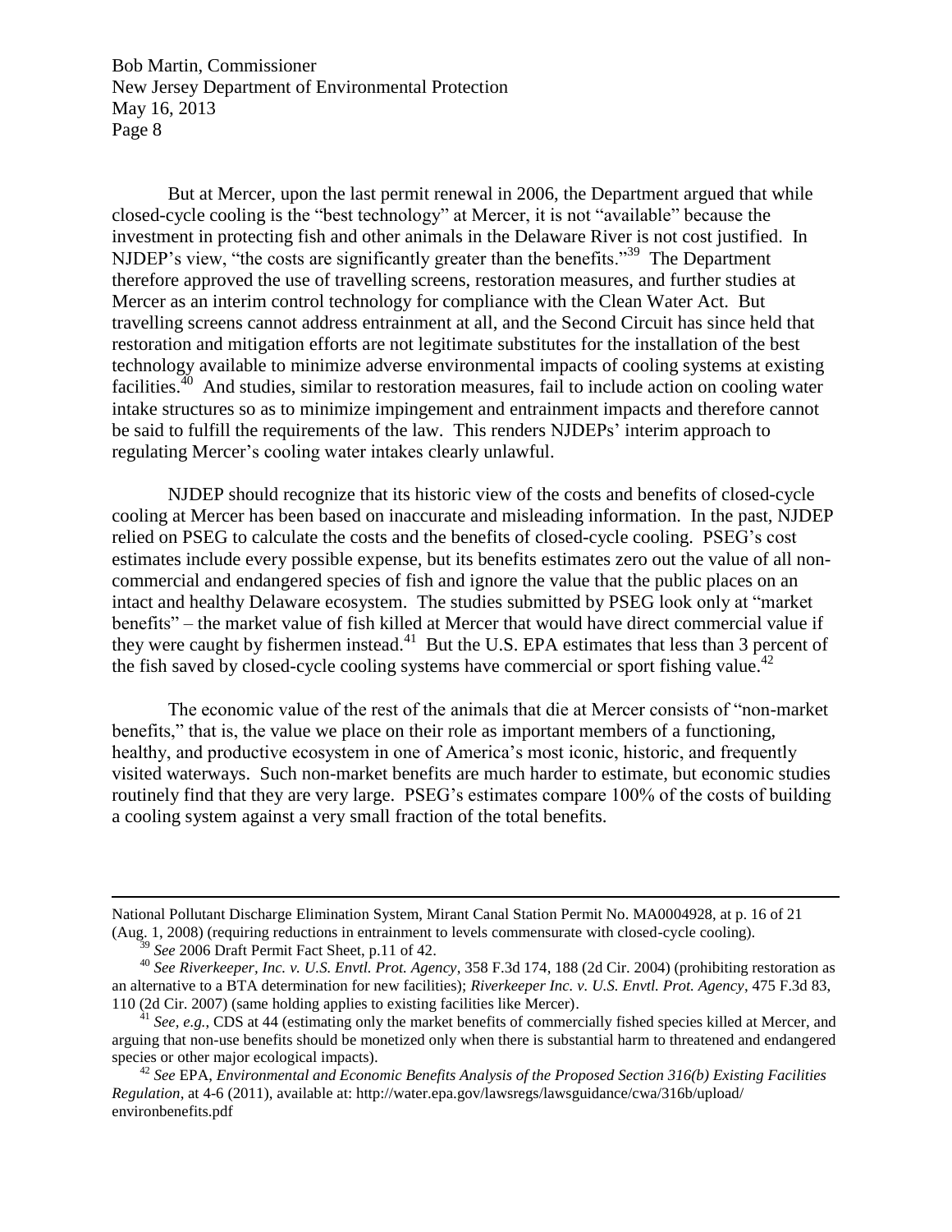But at Mercer, upon the last permit renewal in 2006, the Department argued that while closed-cycle cooling is the "best technology" at Mercer, it is not "available" because the investment in protecting fish and other animals in the Delaware River is not cost justified. In NJDEP's view, "the costs are significantly greater than the benefits."[39] The Department therefore approved the use of travelling screens, restoration measures, and further studies at Mercer as an interim control technology for compliance with the Clean Water Act. But travelling screens cannot address entrainment at all, and the Second Circuit has since held that restoration and mitigation efforts are not legitimate substitutes for the installation of the best technology available to minimize adverse environmental impacts of cooling systems at existing facilities.[40] And studies, similar to restoration measures, fail to include action on cooling water intake structures so as to minimize impingement and entrainment impacts and therefore cannot be said to fulfill the requirements of the law. This renders NJDEPs' interim approach to regulating Mercer's cooling water intakes clearly unlawful.

NJDEP should recognize that its historic view of the costs and benefits of closed-cycle cooling at Mercer has been based on inaccurate and misleading information. In the past, NJDEP relied on PSEG to calculate the costs and the benefits of closed-cycle cooling. PSEG's cost estimates include every possible expense, but its benefits estimates zero out the value of all non-commercial and endangered species of fish and ignore the value that the public places on an intact and healthy Delaware ecosystem. The studies submitted by PSEG look only at "market benefits" – the market value of fish killed at Mercer that would have direct commercial value if they were caught by fishermen instead.[41] But the U.S. EPA estimates that less than 3 percent of the fish saved by closed-cycle cooling systems have commercial or sport fishing value.[42]

The economic value of the rest of the animals that die at Mercer consists of "non-market benefits," that is, the value we place on their role as important members of a functioning, healthy, and productive ecosystem in one of America's most iconic, historic, and frequently visited waterways. Such non-market benefits are much harder to estimate, but economic studies routinely find that they are very large. PSEG's estimates compare 100% of the costs of building a cooling system against a very small fraction of the total benefits.

---

National Pollutant Discharge Elimination System, Mirant Canal Station Permit No. MA0004928, at p. 16 of 21 (Aug. 1, 2008) (requiring reductions in entrainment to levels commensurate with closed-cycle cooling).

[39] *See* 2006 Draft Permit Fact Sheet, p.11 of 42.

[40] *See Riverkeeper, Inc. v. U.S. Envtl. Prot. Agency*, 358 F.3d 174, 188 (2d Cir. 2004) (prohibiting restoration as an alternative to a BTA determination for new facilities); *Riverkeeper Inc. v. U.S. Envtl. Prot. Agency*, 475 F.3d 83, 110 (2d Cir. 2007) (same holding applies to existing facilities like Mercer).

[41] *See, e.g.*, CDS at 44 (estimating only the market benefits of commercially fished species killed at Mercer, and arguing that non-use benefits should be monetized only when there is substantial harm to threatened and endangered species or other major ecological impacts).

[42] *See* EPA, *Environmental and Economic Benefits Analysis of the Proposed Section 316(b) Existing Facilities Regulation*, at 4-6 (2011), available at: http://water.epa.gov/lawsregs/lawsguidance/cwa/316b/upload/environbenefits.pdf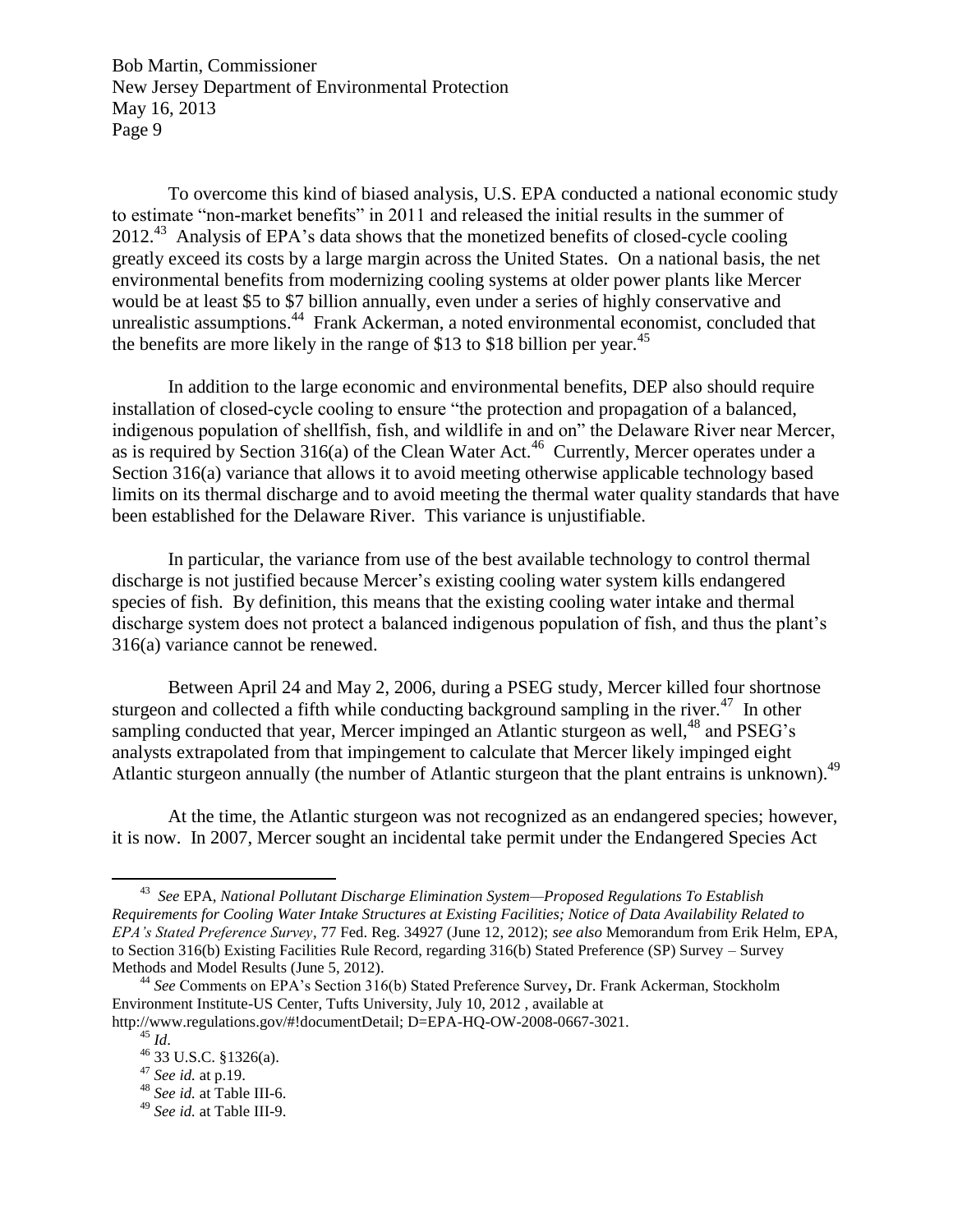To overcome this kind of biased analysis, U.S. EPA conducted a national economic study to estimate "non-market benefits" in 2011 and released the initial results in the summer of 2012.[43] Analysis of EPA's data shows that the monetized benefits of closed-cycle cooling greatly exceed its costs by a large margin across the United States. On a national basis, the net environmental benefits from modernizing cooling systems at older power plants like Mercer would be at least $5 to $7 billion annually, even under a series of highly conservative and unrealistic assumptions.[44] Frank Ackerman, a noted environmental economist, concluded that the benefits are more likely in the range of $13 to $18 billion per year.[45]

In addition to the large economic and environmental benefits, DEP also should require installation of closed-cycle cooling to ensure "the protection and propagation of a balanced, indigenous population of shellfish, fish, and wildlife in and on" the Delaware River near Mercer, as is required by Section 316(a) of the Clean Water Act.[46] Currently, Mercer operates under a Section 316(a) variance that allows it to avoid meeting otherwise applicable technology based limits on its thermal discharge and to avoid meeting the thermal water quality standards that have been established for the Delaware River. This variance is unjustifiable.

In particular, the variance from use of the best available technology to control thermal discharge is not justified because Mercer's existing cooling water system kills endangered species of fish. By definition, this means that the existing cooling water intake and thermal discharge system does not protect a balanced indigenous population of fish, and thus the plant's 316(a) variance cannot be renewed.

Between April 24 and May 2, 2006, during a PSEG study, Mercer killed four shortnose sturgeon and collected a fifth while conducting background sampling in the river.[47] In other sampling conducted that year, Mercer impinged an Atlantic sturgeon as well,[48] and PSEG's analysts extrapolated from that impingement to calculate that Mercer likely impinged eight Atlantic sturgeon annually (the number of Atlantic sturgeon that the plant entrains is unknown).[49]

At the time, the Atlantic sturgeon was not recognized as an endangered species; however, it is now. In 2007, Mercer sought an incidental take permit under the Endangered Species Act

---

[43] *See* EPA, *National Pollutant Discharge Elimination System—Proposed Regulations To Establish Requirements for Cooling Water Intake Structures at Existing Facilities; Notice of Data Availability Related to EPA's Stated Preference Survey*, 77 Fed. Reg. 34927 (June 12, 2012); *see also* Memorandum from Erik Helm, EPA, to Section 316(b) Existing Facilities Rule Record, regarding 316(b) Stated Preference (SP) Survey – Survey Methods and Model Results (June 5, 2012).

[44] *See* Comments on EPA's Section 316(b) Stated Preference Survey**,** Dr. Frank Ackerman, Stockholm Environment Institute-US Center, Tufts University, July 10, 2012 , available at http://www.regulations.gov/#!documentDetail; D=EPA-HQ-OW-2008-0667-3021.

[45] *Id*.

[46] 33 U.S.C. §1326(a).

[47] *See id.* at p.19.

[48] *See id.* at Table III-6.

[49] *See id.* at Table III-9.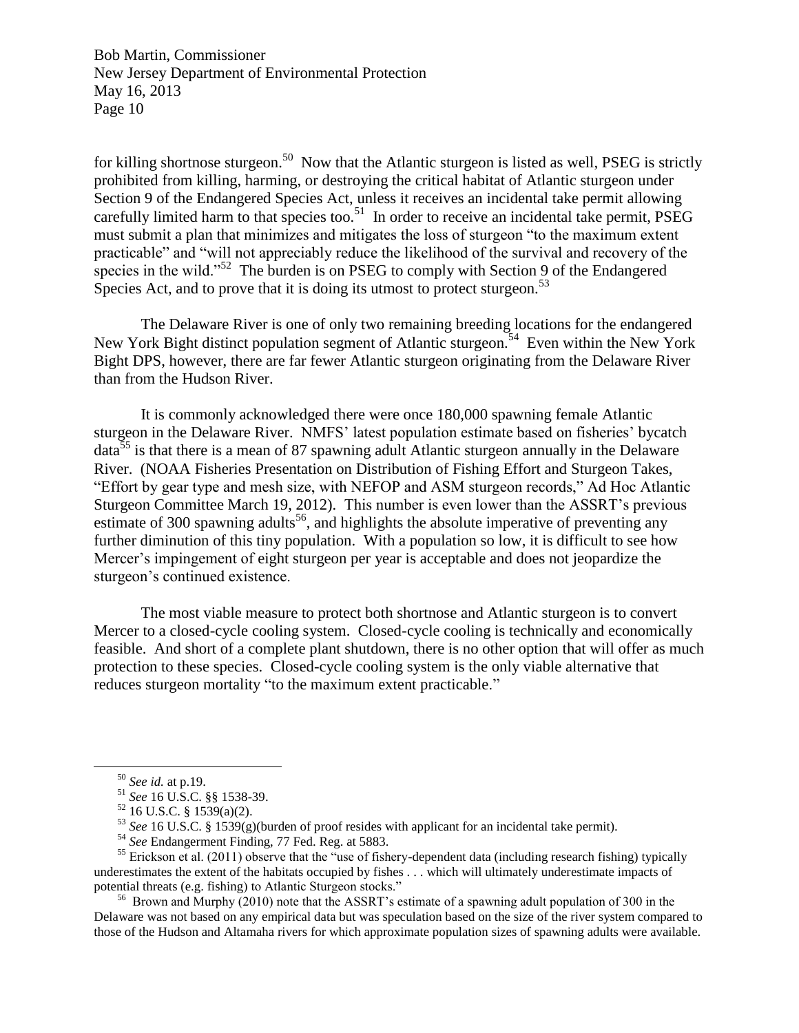for killing shortnose sturgeon.[50] Now that the Atlantic sturgeon is listed as well, PSEG is strictly prohibited from killing, harming, or destroying the critical habitat of Atlantic sturgeon under Section 9 of the Endangered Species Act, unless it receives an incidental take permit allowing carefully limited harm to that species too.[51] In order to receive an incidental take permit, PSEG must submit a plan that minimizes and mitigates the loss of sturgeon "to the maximum extent practicable" and "will not appreciably reduce the likelihood of the survival and recovery of the species in the wild."[52] The burden is on PSEG to comply with Section 9 of the Endangered Species Act, and to prove that it is doing its utmost to protect sturgeon.[53]

The Delaware River is one of only two remaining breeding locations for the endangered New York Bight distinct population segment of Atlantic sturgeon.[54] Even within the New York Bight DPS, however, there are far fewer Atlantic sturgeon originating from the Delaware River than from the Hudson River.

It is commonly acknowledged there were once 180,000 spawning female Atlantic sturgeon in the Delaware River. NMFS' latest population estimate based on fisheries' bycatch data[55] is that there is a mean of 87 spawning adult Atlantic sturgeon annually in the Delaware River. (NOAA Fisheries Presentation on Distribution of Fishing Effort and Sturgeon Takes, "Effort by gear type and mesh size, with NEFOP and ASM sturgeon records," Ad Hoc Atlantic Sturgeon Committee March 19, 2012). This number is even lower than the ASSRT's previous estimate of 300 spawning adults[56], and highlights the absolute imperative of preventing any further diminution of this tiny population. With a population so low, it is difficult to see how Mercer's impingement of eight sturgeon per year is acceptable and does not jeopardize the sturgeon's continued existence.

The most viable measure to protect both shortnose and Atlantic sturgeon is to convert Mercer to a closed-cycle cooling system. Closed-cycle cooling is technically and economically feasible. And short of a complete plant shutdown, there is no other option that will offer as much protection to these species. Closed-cycle cooling system is the only viable alternative that reduces sturgeon mortality "to the maximum extent practicable."

---

[50] *See id.* at p.19.

[51] *See* 16 U.S.C. §§ 1538-39.

[52] 16 U.S.C. § 1539(a)(2).

[53] *See* 16 U.S.C. § 1539(g)(burden of proof resides with applicant for an incidental take permit).

[54] *See* Endangerment Finding, 77 Fed. Reg. at 5883.

[55] Erickson et al. (2011) observe that the "use of fishery-dependent data (including research fishing) typically underestimates the extent of the habitats occupied by fishes . . . which will ultimately underestimate impacts of potential threats (e.g. fishing) to Atlantic Sturgeon stocks."

[56] Brown and Murphy (2010) note that the ASSRT's estimate of a spawning adult population of 300 in the Delaware was not based on any empirical data but was speculation based on the size of the river system compared to those of the Hudson and Altamaha rivers for which approximate population sizes of spawning adults were available.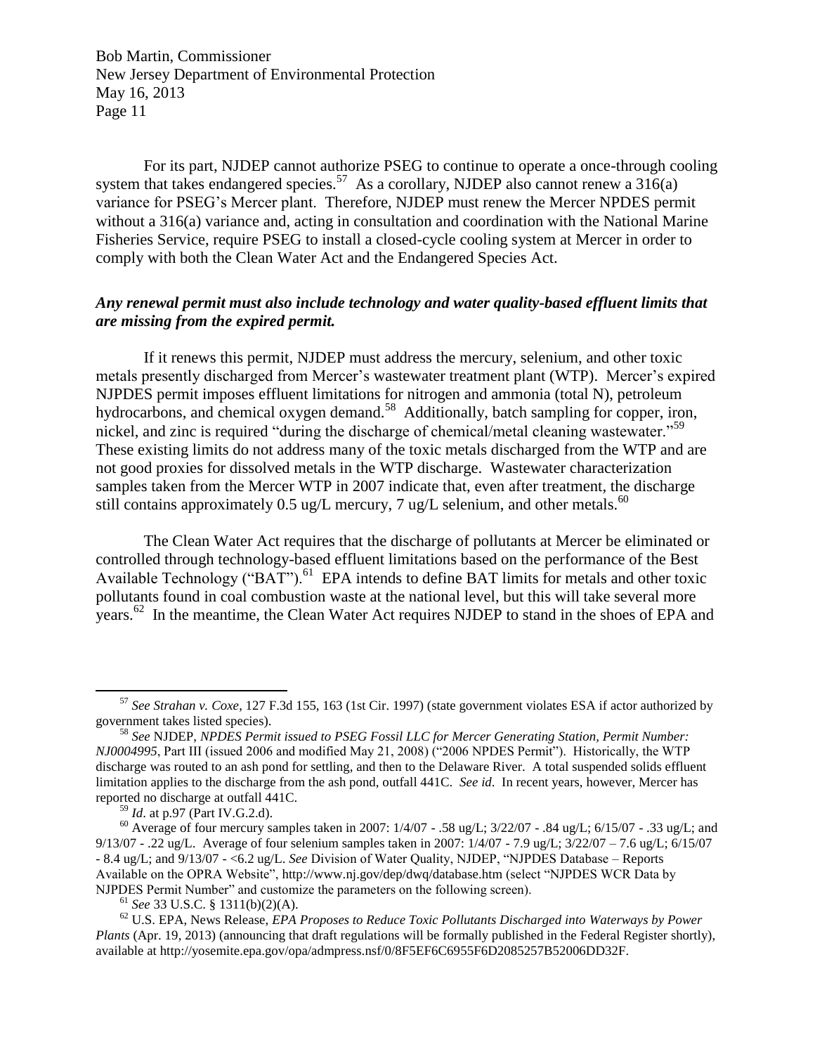For its part, NJDEP cannot authorize PSEG to continue to operate a once-through cooling system that takes endangered species.[57] As a corollary, NJDEP also cannot renew a 316(a) variance for PSEG's Mercer plant. Therefore, NJDEP must renew the Mercer NPDES permit without a 316(a) variance and, acting in consultation and coordination with the National Marine Fisheries Service, require PSEG to install a closed-cycle cooling system at Mercer in order to comply with both the Clean Water Act and the Endangered Species Act.

***Any renewal permit must also include technology and water quality-based effluent limits that are missing from the expired permit.***

If it renews this permit, NJDEP must address the mercury, selenium, and other toxic metals presently discharged from Mercer's wastewater treatment plant (WTP). Mercer's expired NJPDES permit imposes effluent limitations for nitrogen and ammonia (total N), petroleum hydrocarbons, and chemical oxygen demand.[58] Additionally, batch sampling for copper, iron, nickel, and zinc is required "during the discharge of chemical/metal cleaning wastewater."[59] These existing limits do not address many of the toxic metals discharged from the WTP and are not good proxies for dissolved metals in the WTP discharge. Wastewater characterization samples taken from the Mercer WTP in 2007 indicate that, even after treatment, the discharge still contains approximately 0.5 ug/L mercury, 7 ug/L selenium, and other metals.[60]

The Clean Water Act requires that the discharge of pollutants at Mercer be eliminated or controlled through technology-based effluent limitations based on the performance of the Best Available Technology ("BAT").[61] EPA intends to define BAT limits for metals and other toxic pollutants found in coal combustion waste at the national level, but this will take several more years.[62] In the meantime, the Clean Water Act requires NJDEP to stand in the shoes of EPA and

---

[57] *See Strahan v. Coxe*, 127 F.3d 155, 163 (1st Cir. 1997) (state government violates ESA if actor authorized by government takes listed species).

[58] *See* NJDEP, *NPDES Permit issued to PSEG Fossil LLC for Mercer Generating Station, Permit Number: NJ0004995*, Part III (issued 2006 and modified May 21, 2008) ("2006 NPDES Permit"). Historically, the WTP discharge was routed to an ash pond for settling, and then to the Delaware River. A total suspended solids effluent limitation applies to the discharge from the ash pond, outfall 441C. *See id*. In recent years, however, Mercer has reported no discharge at outfall 441C.

[59] *Id*. at p.97 (Part IV.G.2.d).

[60] Average of four mercury samples taken in 2007: 1/4/07 - .58 ug/L; 3/22/07 - .84 ug/L; 6/15/07 - .33 ug/L; and 9/13/07 - .22 ug/L. Average of four selenium samples taken in 2007: 1/4/07 - 7.9 ug/L; 3/22/07 – 7.6 ug/L; 6/15/07 - 8.4 ug/L; and 9/13/07 - <6.2 ug/L. *See* Division of Water Quality, NJDEP, "NJPDES Database – Reports Available on the OPRA Website", http://www.nj.gov/dep/dwq/database.htm (select "NJPDES WCR Data by NJPDES Permit Number" and customize the parameters on the following screen).

[61] *See* 33 U.S.C. § 1311(b)(2)(A).

[62] U.S. EPA, News Release, *EPA Proposes to Reduce Toxic Pollutants Discharged into Waterways by Power Plants* (Apr. 19, 2013) (announcing that draft regulations will be formally published in the Federal Register shortly), available at http://yosemite.epa.gov/opa/admpress.nsf/0/8F5EF6C6955F6D2085257B52006DD32F.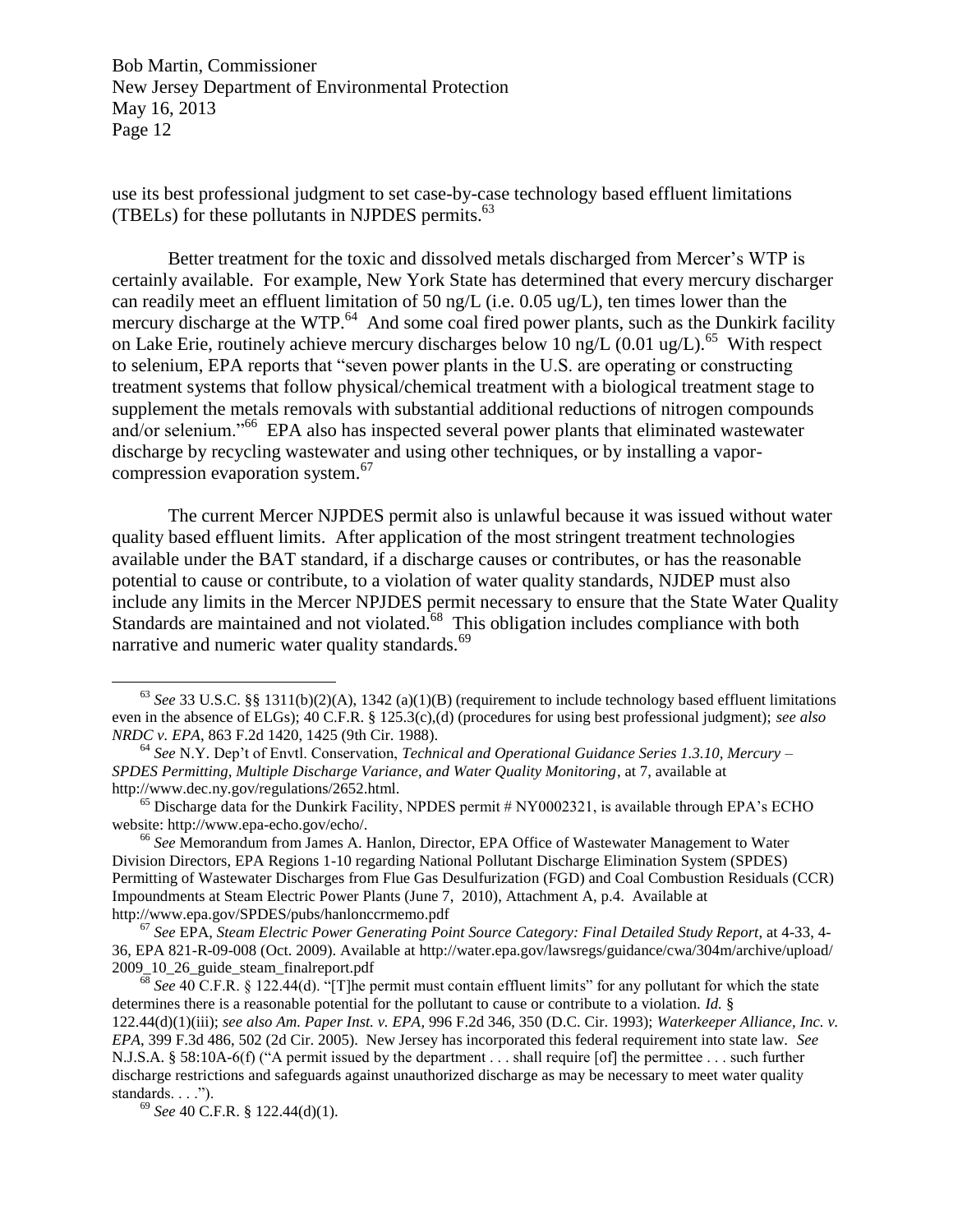use its best professional judgment to set case-by-case technology based effluent limitations (TBELs) for these pollutants in NJPDES permits.[63]

Better treatment for the toxic and dissolved metals discharged from Mercer's WTP is certainly available. For example, New York State has determined that every mercury discharger can readily meet an effluent limitation of 50 ng/L (i.e. 0.05 ug/L), ten times lower than the mercury discharge at the WTP.[64] And some coal fired power plants, such as the Dunkirk facility on Lake Erie, routinely achieve mercury discharges below 10 ng/L (0.01 ug/L).[65] With respect to selenium, EPA reports that "seven power plants in the U.S. are operating or constructing treatment systems that follow physical/chemical treatment with a biological treatment stage to supplement the metals removals with substantial additional reductions of nitrogen compounds and/or selenium."[66] EPA also has inspected several power plants that eliminated wastewater discharge by recycling wastewater and using other techniques, or by installing a vapor-compression evaporation system.[67]

The current Mercer NJPDES permit also is unlawful because it was issued without water quality based effluent limits. After application of the most stringent treatment technologies available under the BAT standard, if a discharge causes or contributes, or has the reasonable potential to cause or contribute, to a violation of water quality standards, NJDEP must also include any limits in the Mercer NPJDES permit necessary to ensure that the State Water Quality Standards are maintained and not violated.[68] This obligation includes compliance with both narrative and numeric water quality standards.[69]

---

[63] *See* 33 U.S.C. §§ 1311(b)(2)(A), 1342 (a)(1)(B) (requirement to include technology based effluent limitations even in the absence of ELGs); 40 C.F.R. § 125.3(c),(d) (procedures for using best professional judgment); *see also NRDC v. EPA*, 863 F.2d 1420, 1425 (9th Cir. 1988).

[64] *See* N.Y. Dep't of Envtl. Conservation, *Technical and Operational Guidance Series 1.3.10, Mercury – SPDES Permitting, Multiple Discharge Variance, and Water Quality Monitoring*, at 7, available at http://www.dec.ny.gov/regulations/2652.html.

[65] Discharge data for the Dunkirk Facility, NPDES permit # NY0002321, is available through EPA's ECHO website: http://www.epa-echo.gov/echo/.

[66] *See* Memorandum from James A. Hanlon, Director, EPA Office of Wastewater Management to Water Division Directors, EPA Regions 1-10 regarding National Pollutant Discharge Elimination System (SPDES) Permitting of Wastewater Discharges from Flue Gas Desulfurization (FGD) and Coal Combustion Residuals (CCR) Impoundments at Steam Electric Power Plants (June 7, 2010), Attachment A, p.4. Available at http://www.epa.gov/SPDES/pubs/hanlonccrmemo.pdf

[67] *See* EPA, *Steam Electric Power Generating Point Source Category: Final Detailed Study Report*, at 4-33, 4-36, EPA 821-R-09-008 (Oct. 2009). Available at http://water.epa.gov/lawsregs/guidance/cwa/304m/archive/upload/2009_10_26_guide_steam_finalreport.pdf

[68] *See* 40 C.F.R. § 122.44(d). "[T]he permit must contain effluent limits" for any pollutant for which the state determines there is a reasonable potential for the pollutant to cause or contribute to a violation. *Id.* § 122.44(d)(1)(iii); *see also Am. Paper Inst. v. EPA*, 996 F.2d 346, 350 (D.C. Cir. 1993); *Waterkeeper Alliance, Inc. v. EPA*, 399 F.3d 486, 502 (2d Cir. 2005). New Jersey has incorporated this federal requirement into state law. *See* N.J.S.A. § 58:10A-6(f) ("A permit issued by the department . . . shall require [of] the permittee . . . such further discharge restrictions and safeguards against unauthorized discharge as may be necessary to meet water quality standards. . . .").

[69] *See* 40 C.F.R. § 122.44(d)(1).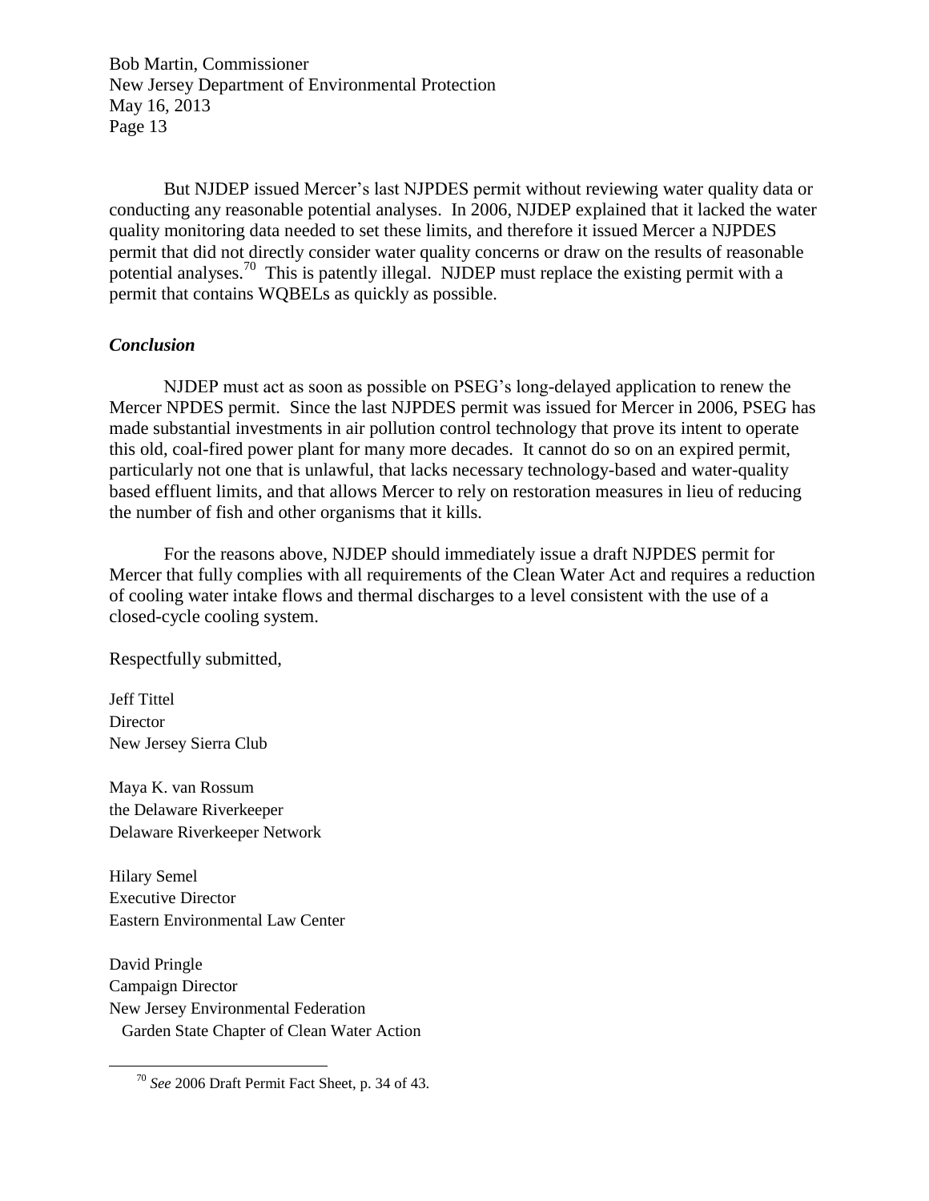But NJDEP issued Mercer's last NJPDES permit without reviewing water quality data or conducting any reasonable potential analyses. In 2006, NJDEP explained that it lacked the water quality monitoring data needed to set these limits, and therefore it issued Mercer a NJPDES permit that did not directly consider water quality concerns or draw on the results of reasonable potential analyses.[70] This is patently illegal. NJDEP must replace the existing permit with a permit that contains WQBELs as quickly as possible.

### *Conclusion*

NJDEP must act as soon as possible on PSEG's long-delayed application to renew the Mercer NPDES permit. Since the last NJPDES permit was issued for Mercer in 2006, PSEG has made substantial investments in air pollution control technology that prove its intent to operate this old, coal-fired power plant for many more decades. It cannot do so on an expired permit, particularly not one that is unlawful, that lacks necessary technology-based and water-quality based effluent limits, and that allows Mercer to rely on restoration measures in lieu of reducing the number of fish and other organisms that it kills.

For the reasons above, NJDEP should immediately issue a draft NJPDES permit for Mercer that fully complies with all requirements of the Clean Water Act and requires a reduction of cooling water intake flows and thermal discharges to a level consistent with the use of a closed-cycle cooling system.

Respectfully submitted,

Jeff Tittel
Director
New Jersey Sierra Club

Maya K. van Rossum
the Delaware Riverkeeper
Delaware Riverkeeper Network

Hilary Semel
Executive Director
Eastern Environmental Law Center

David Pringle
Campaign Director
New Jersey Environmental Federation
Garden State Chapter of Clean Water Action

---

[70] *See* 2006 Draft Permit Fact Sheet, p. 34 of 43.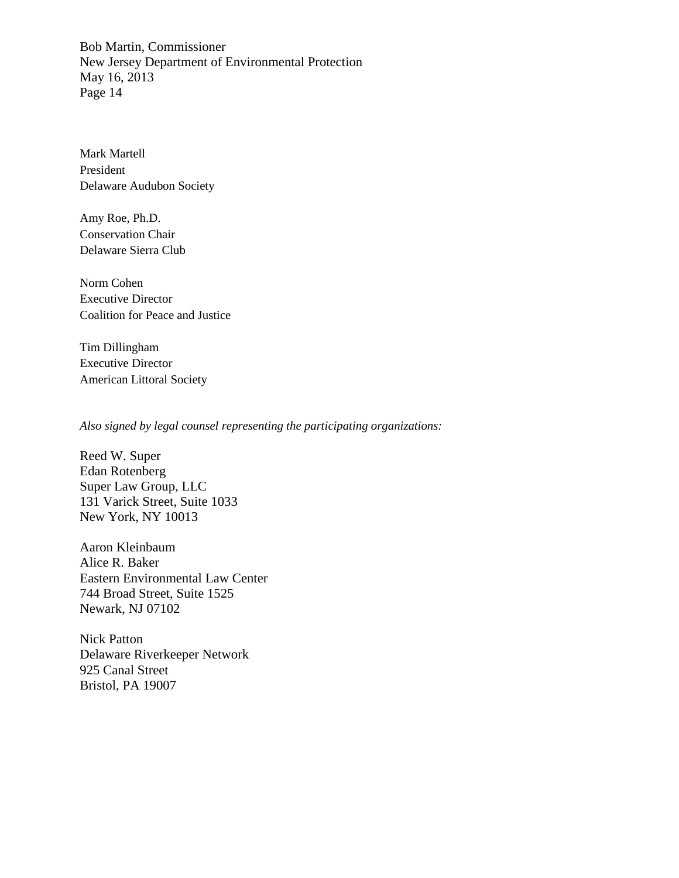Mark Martell
President
Delaware Audubon Society

Amy Roe, Ph.D.
Conservation Chair
Delaware Sierra Club

Norm Cohen
Executive Director
Coalition for Peace and Justice

Tim Dillingham
Executive Director
American Littoral Society

*Also signed by legal counsel representing the participating organizations:*

Reed W. Super
Edan Rotenberg
Super Law Group, LLC
131 Varick Street, Suite 1033
New York, NY 10013

Aaron Kleinbaum
Alice R. Baker
Eastern Environmental Law Center
744 Broad Street, Suite 1525
Newark, NJ 07102

Nick Patton
Delaware Riverkeeper Network
925 Canal Street
Bristol, PA 19007